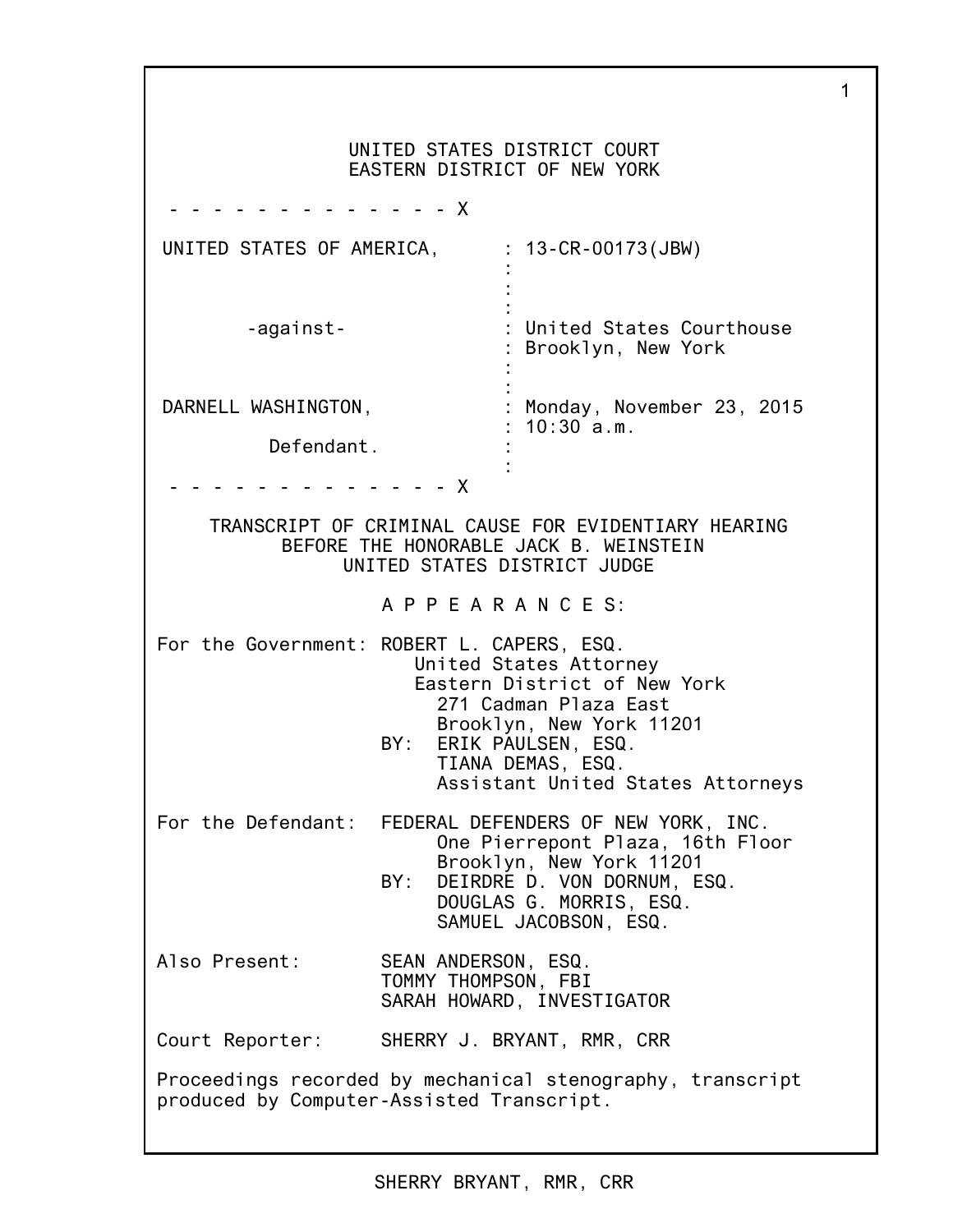UNITED STATES DISTRICT COURT
EASTERN DISTRICT OF NEW YORK

- - - - - - - - - - - - - X

UNITED STATES OF AMERICA, : 13-CR-00173(JBW)

-against- : United States Courthouse
: Brooklyn, New York

DARNELL WASHINGTON, : Monday, November 23, 2015
: 10:30 a.m.

Defendant.

- - - - - - - - - - - - - X

TRANSCRIPT OF CRIMINAL CAUSE FOR EVIDENTIARY HEARING
BEFORE THE HONORABLE JACK B. WEINSTEIN
UNITED STATES DISTRICT JUDGE

A P P E A R A N C E S:

For the Government: ROBERT L. CAPERS, ESQ.
United States Attorney
Eastern District of New York
271 Cadman Plaza East
Brooklyn, New York 11201
BY: ERIK PAULSEN, ESQ.
TIANA DEMAS, ESQ.
Assistant United States Attorneys

For the Defendant: FEDERAL DEFENDERS OF NEW YORK, INC.
One Pierrepont Plaza, 16th Floor
Brooklyn, New York 11201
BY: DEIRDRE D. VON DORNUM, ESQ.
DOUGLAS G. MORRIS, ESQ.
SAMUEL JACOBSON, ESQ.

Also Present: SEAN ANDERSON, ESQ.
TOMMY THOMPSON, FBI
SARAH HOWARD, INVESTIGATOR

Court Reporter: SHERRY J. BRYANT, RMR, CRR

Proceedings recorded by mechanical stenography, transcript produced by Computer-Assisted Transcript.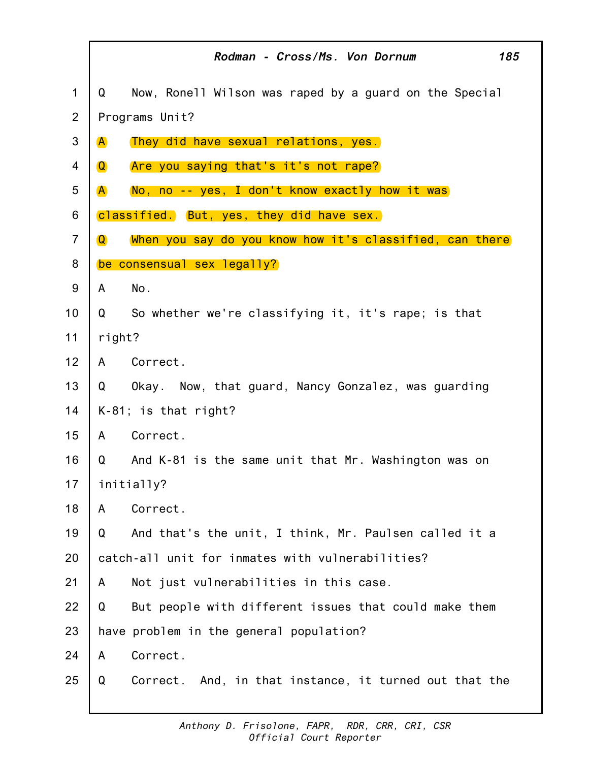1 Q Now, Ronell Wilson was raped by a guard on the Special
2 Programs Unit?
3 A They did have sexual relations, yes.
4 Q Are you saying that's it's not rape?
5 A No, no -- yes, I don't know exactly how it was
6 classified. But, yes, they did have sex.
7 Q When you say do you know how it's classified, can there
8 be consensual sex legally?
9 A No.
10 Q So whether we're classifying it, it's rape; is that
11 right?
12 A Correct.
13 Q Okay. Now, that guard, Nancy Gonzalez, was guarding
14 K-81; is that right?
15 A Correct.
16 Q And K-81 is the same unit that Mr. Washington was on
17 initially?
18 A Correct.
19 Q And that's the unit, I think, Mr. Paulsen called it a
20 catch-all unit for inmates with vulnerabilities?
21 A Not just vulnerabilities in this case.
22 Q But people with different issues that could make them
23 have problem in the general population?
24 A Correct.
25 Q Correct. And, in that instance, it turned out that the